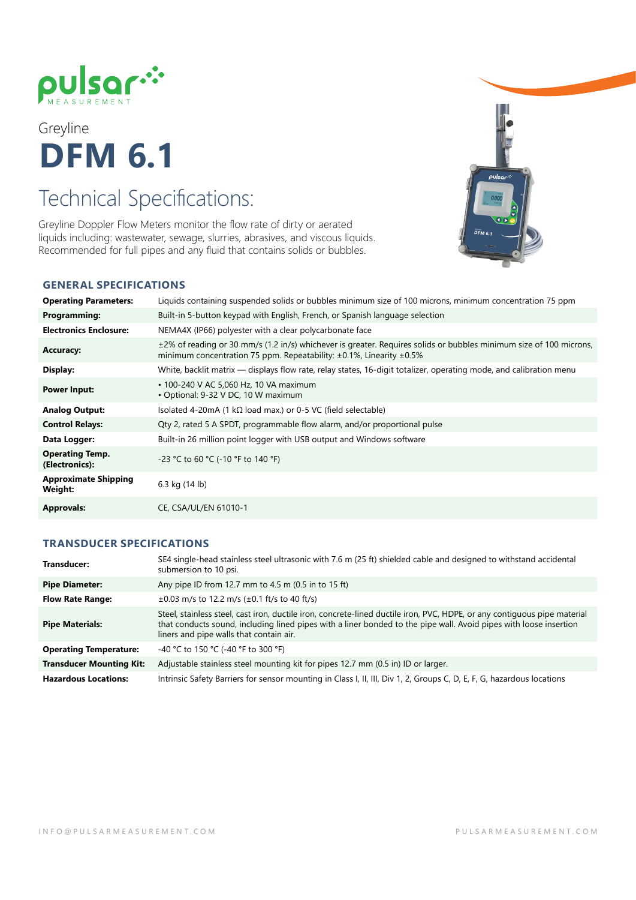# pulsar MEASUREMENT

Greyline

# DFM 6.1

## Technical Specifications:

Greyline Doppler Flow Meters monitor the flow rate of dirty or aerated liquids including: wastewater, sewage, slurries, abrasives, and viscous liquids. Recommended for full pipes and any fluid that contains solids or bubbles.

### GENERAL SPECIFICATIONS

| | |
|---|---|
| **Operating Parameters:** | Liquids containing suspended solids or bubbles minimum size of 100 microns, minimum concentration 75 ppm |
| **Programming:** | Built-in 5-button keypad with English, French, or Spanish language selection |
| **Electronics Enclosure:** | NEMA4X (IP66) polyester with a clear polycarbonate face |
| **Accuracy:** | ±2% of reading or 30 mm/s (1.2 in/s) whichever is greater. Requires solids or bubbles minimum size of 100 microns, minimum concentration 75 ppm. Repeatability: ±0.1%, Linearity ±0.5% |
| **Display:** | White, backlit matrix — displays flow rate, relay states, 16-digit totalizer, operating mode, and calibration menu |
| **Power Input:** | • 100-240 V AC 5,060 Hz, 10 VA maximum<br>• Optional: 9-32 V DC, 10 W maximum |
| **Analog Output:** | Isolated 4-20mA (1 kΩ load max.) or 0-5 VC (field selectable) |
| **Control Relays:** | Qty 2, rated 5 A SPDT, programmable flow alarm, and/or proportional pulse |
| **Data Logger:** | Built-in 26 million point logger with USB output and Windows software |
| **Operating Temp. (Electronics):** | -23 °C to 60 °C (-10 °F to 140 °F) |
| **Approximate Shipping Weight:** | 6.3 kg (14 lb) |
| **Approvals:** | CE, CSA/UL/EN 61010-1 |

### TRANSDUCER SPECIFICATIONS

| | |
|---|---|
| **Transducer:** | SE4 single-head stainless steel ultrasonic with 7.6 m (25 ft) shielded cable and designed to withstand accidental submersion to 10 psi. |
| **Pipe Diameter:** | Any pipe ID from 12.7 mm to 4.5 m (0.5 in to 15 ft) |
| **Flow Rate Range:** | ±0.03 m/s to 12.2 m/s (±0.1 ft/s to 40 ft/s) |
| **Pipe Materials:** | Steel, stainless steel, cast iron, ductile iron, concrete-lined ductile iron, PVC, HDPE, or any contiguous pipe material that conducts sound, including lined pipes with a liner bonded to the pipe wall. Avoid pipes with loose insertion liners and pipe walls that contain air. |
| **Operating Temperature:** | -40 °C to 150 °C (-40 °F to 300 °F) |
| **Transducer Mounting Kit:** | Adjustable stainless steel mounting kit for pipes 12.7 mm (0.5 in) ID or larger. |
| **Hazardous Locations:** | Intrinsic Safety Barriers for sensor mounting in Class I, II, III, Div 1, 2, Groups C, D, E, F, G, hazardous locations |

INFO@PULSARMEASUREMENT.COM PULSARMEASUREMENT.COM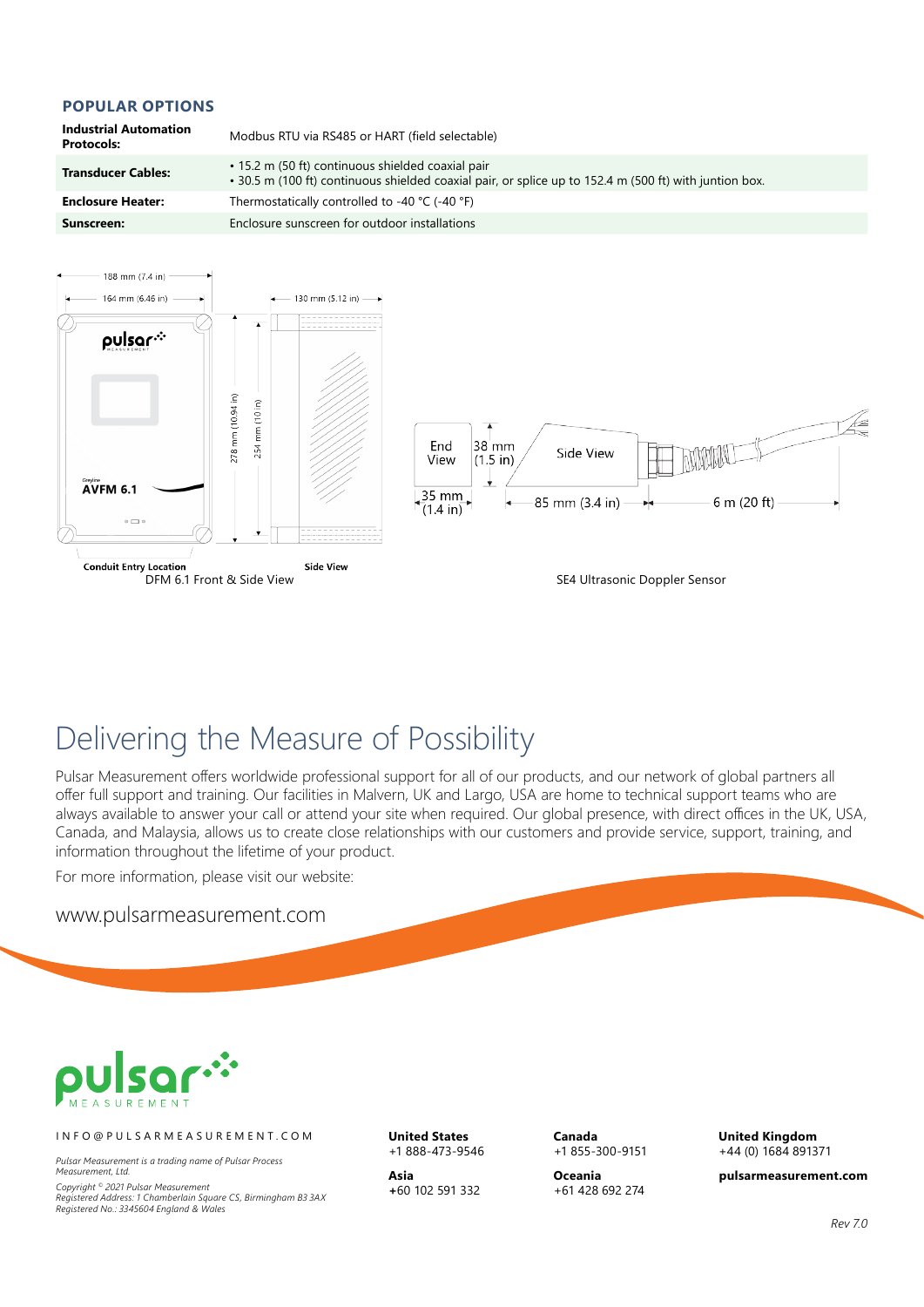## POPULAR OPTIONS

| | |
|---|---|
| **Industrial Automation Protocols:** | Modbus RTU via RS485 or HART (field selectable) |
| **Transducer Cables:** | • 15.2 m (50 ft) continuous shielded coaxial pair<br>• 30.5 m (100 ft) continuous shielded coaxial pair, or splice up to 152.4 m (500 ft) with junction box. |
| **Enclosure Heater:** | Thermostatically controlled to -40 °C (-40 °F) |
| **Sunscreen:** | Enclosure sunscreen for outdoor installations |

188 mm (7.4 in)
164 mm (6.46 in)
130 mm (5.12 in)
278 mm (10.94 in)
254 mm (10 in)
AVFM 6.1
Conduit Entry Location
Side View

DFM 6.1 Front & Side View

End View
38 mm (1.5 in)
35 mm (1.4 in)
Side View
85 mm (3.4 in)
6 m (20 ft)

SE4 Ultrasonic Doppler Sensor

# Delivering the Measure of Possibility

Pulsar Measurement offers worldwide professional support for all of our products, and our network of global partners all offer full support and training. Our facilities in Malvern, UK and Largo, USA are home to technical support teams who are always available to answer your call or attend your site when required. Our global presence, with direct offices in the UK, USA, Canada, and Malaysia, allows us to create close relationships with our customers and provide service, support, training, and information throughout the lifetime of your product.

For more information, please visit our website:

www.pulsarmeasurement.com

INFO@PULSARMEASUREMENT.COM

*Pulsar Measurement is a trading name of Pulsar Process Measurement, Ltd.*

*Copyright © 2021 Pulsar Measurement*
*Registered Address: 1 Chamberlain Square CS, Birmingham B3 3AX*
*Registered No.: 3345604 England & Wales*

**United States**
+1 888-473-9546

**Asia**
+60 102 591 332

**Canada**
+1 855-300-9151

**Oceania**
+61 428 692 274

**United Kingdom**
+44 (0) 1684 891371

**pulsarmeasurement.com**

*Rev 7.0*